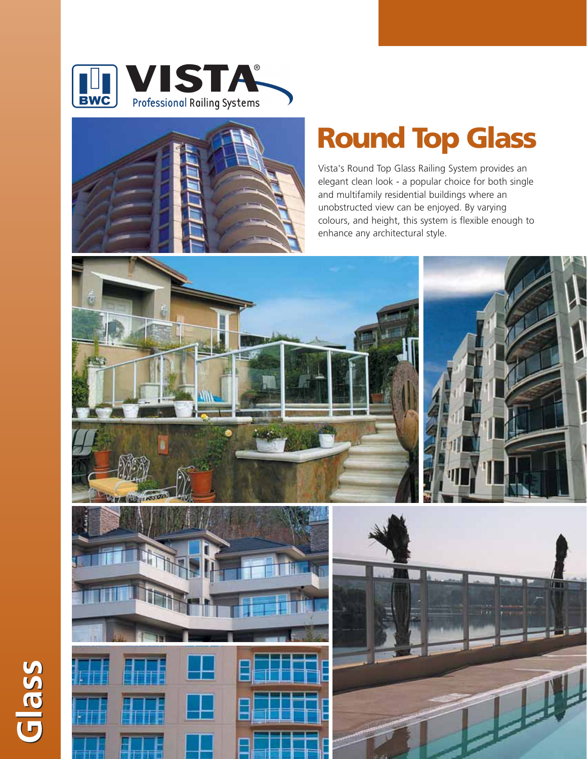VISTA®

Professional Railing Systems

# Round Top Glass

Vista's Round Top Glass Railing System provides an elegant clean look - a popular choice for both single and multifamily residential buildings where an unobstructed view can be enjoyed. By varying colours, and height, this system is flexible enough to enhance any architectural style.

Glass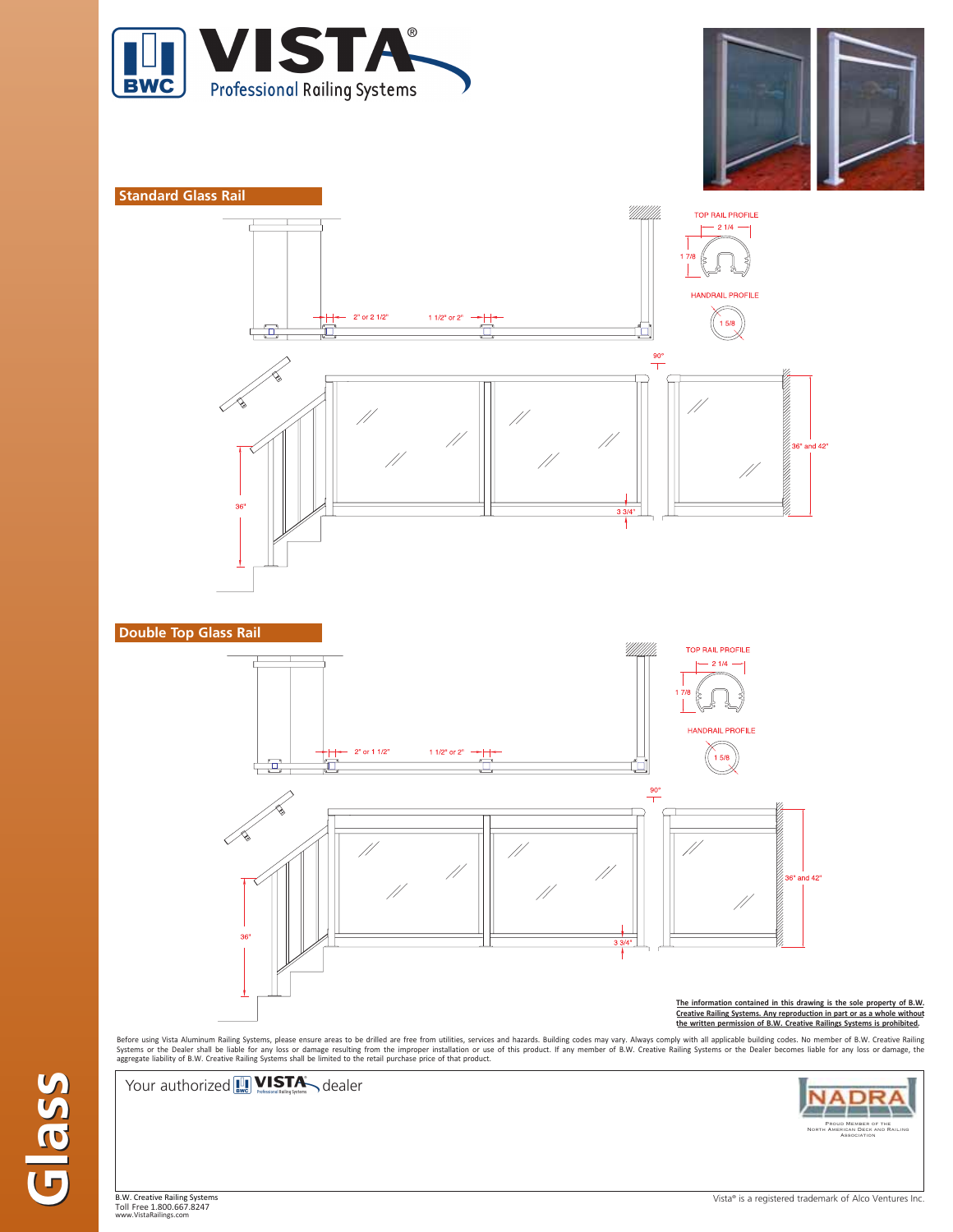# VISTA® Professional Railing Systems

## Standard Glass Rail

TOP RAIL PROFILE

2 1/4

1 7/8

HANDRAIL PROFILE

1 5/8

2" or 2 1/2"

1 1/2" or 2"

90°

36" and 42"

36"

3 3/4"

## Double Top Glass Rail

TOP RAIL PROFILE

2 1/4

1 7/8

HANDRAIL PROFILE

1 5/8

2" or 1 1/2"

1 1/2" or 2"

90°

36" and 42"

36"

3 3/4"

**The information contained in this drawing is the sole property of B.W. Creative Railing Systems. Any reproduction in part or as a whole without the written permission of B.W. Creative Railings Systems is prohibited.**

Before using Vista Aluminum Railing Systems, please ensure areas to be drilled are free from utilities, services and hazards. Building codes may vary. Always comply with all applicable building codes. No member of B.W. Creative Railing Systems or the Dealer shall be liable for any loss or damage resulting from the improper installation or use of this product. If any member of B.W. Creative Railing Systems or the Dealer becomes liable for any loss or damage, the aggregate liability of B.W. Creative Railing Systems shall be limited to the retail purchase price of that product.

Your authorized VISTA dealer

NADRA — Proud Member of the North American Deck and Railing Association

B.W. Creative Railing Systems
Toll Free 1.800.667.8247
www.VistaRailings.com

Vista® is a registered trademark of Alco Ventures Inc.

Glass